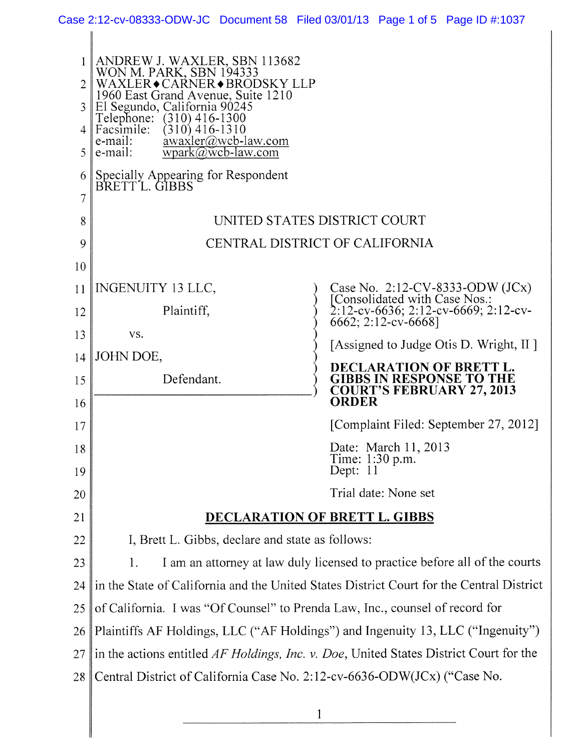ANDREW J. WAXLER, SBN 113682
WON M. PARK, SBN 194333
WAXLER♦CARNER♦BRODSKY LLP
1960 East Grand Avenue, Suite 1210
El Segundo, California 90245
Telephone: (310) 416-1300
Facsimile: (310) 416-1310
e-mail: awaxler@wcb-law.com
e-mail: wpark@wcb-law.com

Specially Appearing for Respondent
BRETT L. GIBBS

UNITED STATES DISTRICT COURT

CENTRAL DISTRICT OF CALIFORNIA

| | |
|---|---|
| INGENUITY 13 LLC,<br><br>Plaintiff,<br><br>vs.<br><br>JOHN DOE,<br><br>Defendant. | Case No. 2:12-CV-8333-ODW (JCx) [Consolidated with Case Nos.: 2:12-cv-6636; 2:12-cv-6669; 2:12-cv-6662; 2:12-cv-6668]<br><br>[Assigned to Judge Otis D. Wright, II ]<br><br>**DECLARATION OF BRETT L. GIBBS IN RESPONSE TO THE COURT'S FEBRUARY 27, 2013 ORDER**<br><br>[Complaint Filed: September 27, 2012]<br><br>Date: March 11, 2013<br>Time: 1:30 p.m.<br>Dept: 11<br><br>Trial date: None set |

## DECLARATION OF BRETT L. GIBBS

I, Brett L. Gibbs, declare and state as follows:

1. I am an attorney at law duly licensed to practice before all of the courts in the State of California and the United States District Court for the Central District of California. I was "Of Counsel" to Prenda Law, Inc., counsel of record for Plaintiffs AF Holdings, LLC ("AF Holdings") and Ingenuity 13, LLC ("Ingenuity") in the actions entitled *AF Holdings, Inc. v. Doe*, United States District Court for the Central District of California Case No. 2:12-cv-6636-ODW(JCx) ("Case No.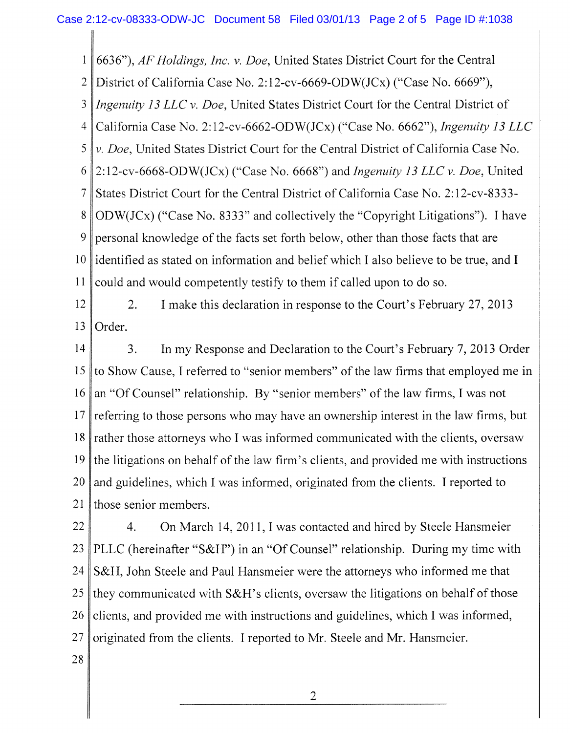6636"), *AF Holdings, Inc. v. Doe*, United States District Court for the Central District of California Case No. 2:12-cv-6669-ODW(JCx) ("Case No. 6669"), *Ingenuity 13 LLC v. Doe*, United States District Court for the Central District of California Case No. 2:12-cv-6662-ODW(JCx) ("Case No. 6662"), *Ingenuity 13 LLC v. Doe*, United States District Court for the Central District of California Case No. 2:12-cv-6668-ODW(JCx) ("Case No. 6668") and *Ingenuity 13 LLC v. Doe*, United States District Court for the Central District of California Case No. 2:12-cv-8333-ODW(JCx) ("Case No. 8333" and collectively the "Copyright Litigations"). I have personal knowledge of the facts set forth below, other than those facts that are identified as stated on information and belief which I also believe to be true, and I could and would competently testify to them if called upon to do so.

2. I make this declaration in response to the Court's February 27, 2013 Order.

3. In my Response and Declaration to the Court's February 7, 2013 Order to Show Cause, I referred to "senior members" of the law firms that employed me in an "Of Counsel" relationship. By "senior members" of the law firms, I was not referring to those persons who may have an ownership interest in the law firms, but rather those attorneys who I was informed communicated with the clients, oversaw the litigations on behalf of the law firm's clients, and provided me with instructions and guidelines, which I was informed, originated from the clients. I reported to those senior members.

4. On March 14, 2011, I was contacted and hired by Steele Hansmeier PLLC (hereinafter "S&H") in an "Of Counsel" relationship. During my time with S&H, John Steele and Paul Hansmeier were the attorneys who informed me that they communicated with S&H's clients, oversaw the litigations on behalf of those clients, and provided me with instructions and guidelines, which I was informed, originated from the clients. I reported to Mr. Steele and Mr. Hansmeier.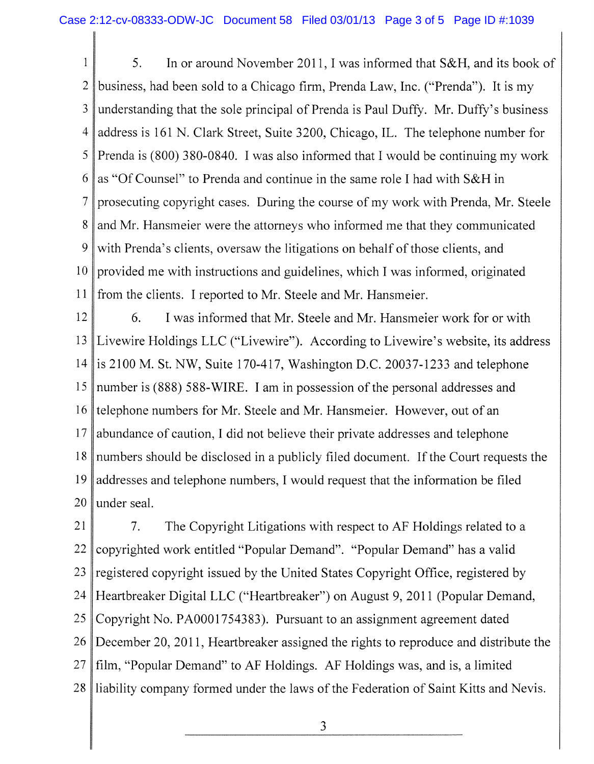5. In or around November 2011, I was informed that S&H, and its book of business, had been sold to a Chicago firm, Prenda Law, Inc. ("Prenda"). It is my understanding that the sole principal of Prenda is Paul Duffy. Mr. Duffy's business address is 161 N. Clark Street, Suite 3200, Chicago, IL. The telephone number for Prenda is (800) 380-0840. I was also informed that I would be continuing my work as "Of Counsel" to Prenda and continue in the same role I had with S&H in prosecuting copyright cases. During the course of my work with Prenda, Mr. Steele and Mr. Hansmeier were the attorneys who informed me that they communicated with Prenda's clients, oversaw the litigations on behalf of those clients, and provided me with instructions and guidelines, which I was informed, originated from the clients. I reported to Mr. Steele and Mr. Hansmeier.

6. I was informed that Mr. Steele and Mr. Hansmeier work for or with Livewire Holdings LLC ("Livewire"). According to Livewire's website, its address is 2100 M. St. NW, Suite 170-417, Washington D.C. 20037-1233 and telephone number is (888) 588-WIRE. I am in possession of the personal addresses and telephone numbers for Mr. Steele and Mr. Hansmeier. However, out of an abundance of caution, I did not believe their private addresses and telephone numbers should be disclosed in a publicly filed document. If the Court requests the addresses and telephone numbers, I would request that the information be filed under seal.

7. The Copyright Litigations with respect to AF Holdings related to a copyrighted work entitled "Popular Demand". "Popular Demand" has a valid registered copyright issued by the United States Copyright Office, registered by Heartbreaker Digital LLC ("Heartbreaker") on August 9, 2011 (Popular Demand, Copyright No. PA0001754383). Pursuant to an assignment agreement dated December 20, 2011, Heartbreaker assigned the rights to reproduce and distribute the film, "Popular Demand" to AF Holdings. AF Holdings was, and is, a limited liability company formed under the laws of the Federation of Saint Kitts and Nevis.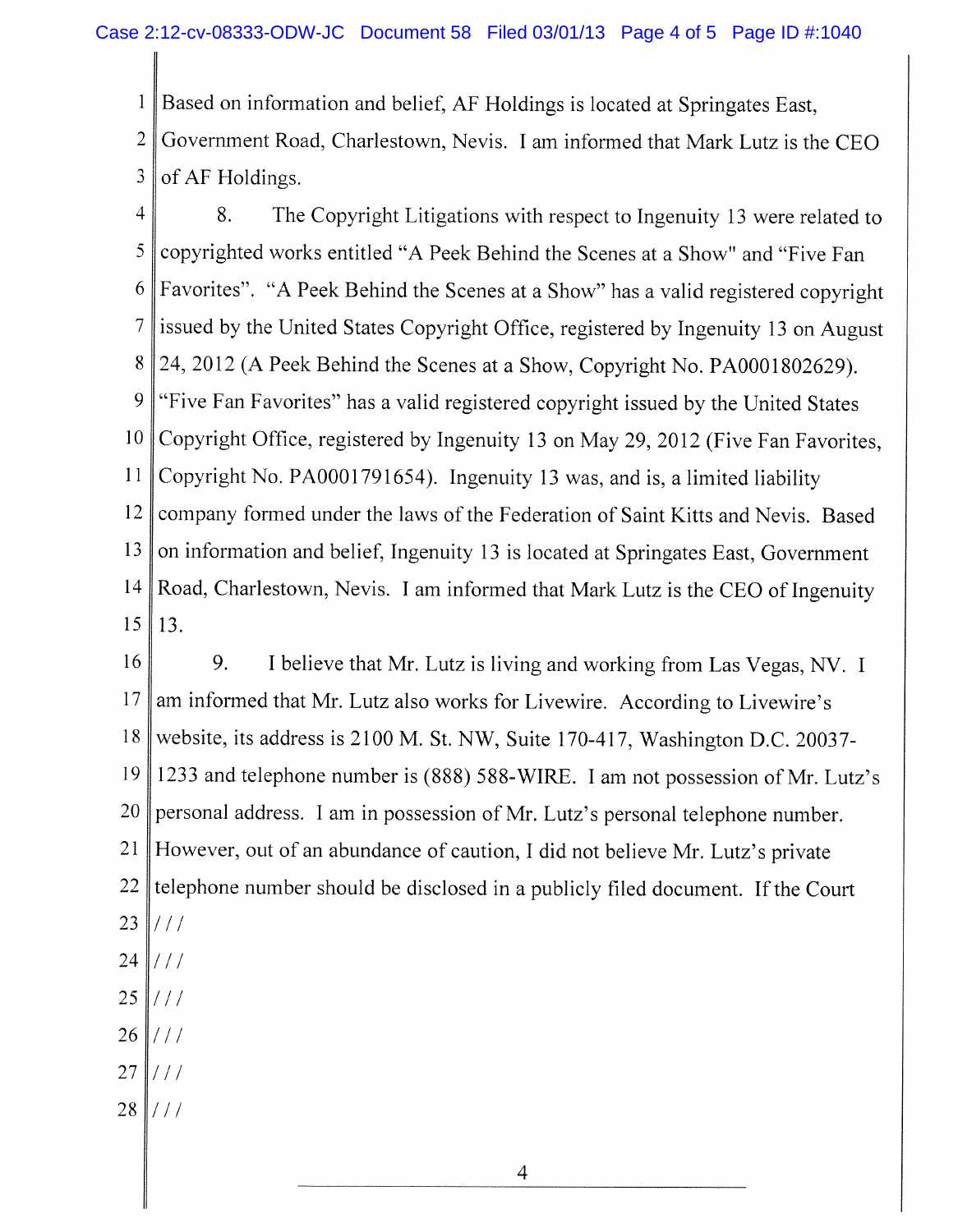Based on information and belief, AF Holdings is located at Springates East, Government Road, Charlestown, Nevis. I am informed that Mark Lutz is the CEO of AF Holdings.

8. The Copyright Litigations with respect to Ingenuity 13 were related to copyrighted works entitled "A Peek Behind the Scenes at a Show" and "Five Fan Favorites". "A Peek Behind the Scenes at a Show" has a valid registered copyright issued by the United States Copyright Office, registered by Ingenuity 13 on August 24, 2012 (A Peek Behind the Scenes at a Show, Copyright No. PA0001802629). "Five Fan Favorites" has a valid registered copyright issued by the United States Copyright Office, registered by Ingenuity 13 on May 29, 2012 (Five Fan Favorites, Copyright No. PA0001791654). Ingenuity 13 was, and is, a limited liability company formed under the laws of the Federation of Saint Kitts and Nevis. Based on information and belief, Ingenuity 13 is located at Springates East, Government Road, Charlestown, Nevis. I am informed that Mark Lutz is the CEO of Ingenuity 13.

9. I believe that Mr. Lutz is living and working from Las Vegas, NV. I am informed that Mr. Lutz also works for Livewire. According to Livewire's website, its address is 2100 M. St. NW, Suite 170-417, Washington D.C. 20037-1233 and telephone number is (888) 588-WIRE. I am not possession of Mr. Lutz's personal address. I am in possession of Mr. Lutz's personal telephone number. However, out of an abundance of caution, I did not believe Mr. Lutz's private telephone number should be disclosed in a publicly filed document. If the Court

/ / /

/ / /

/ / /

/ / /

/ / /

/ / /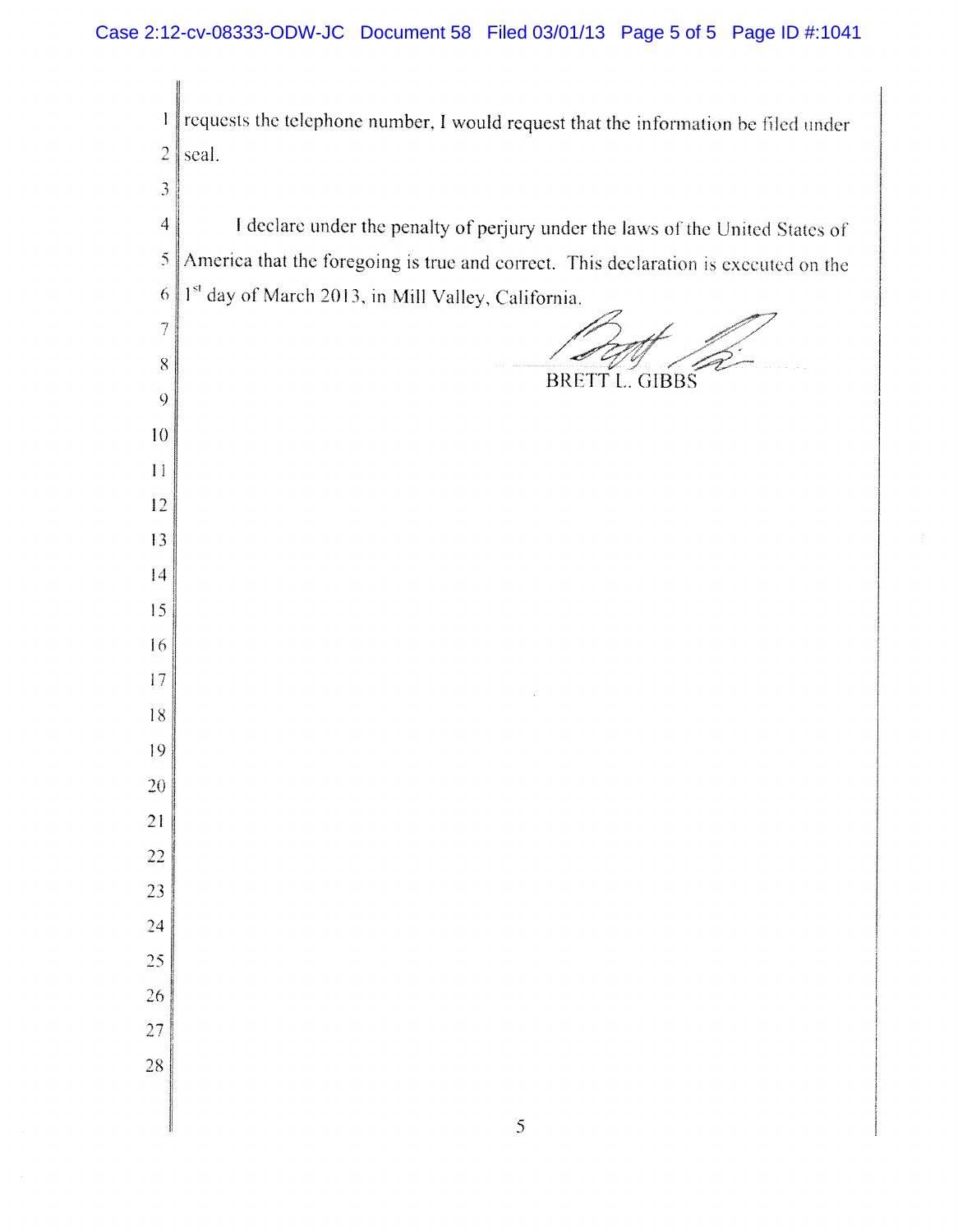requests the telephone number, I would request that the information be filed under seal.

I declare under the penalty of perjury under the laws of the United States of America that the foregoing is true and correct. This declaration is executed on the 1st day of March 2013, in Mill Valley, California.

BRETT L. GIBBS